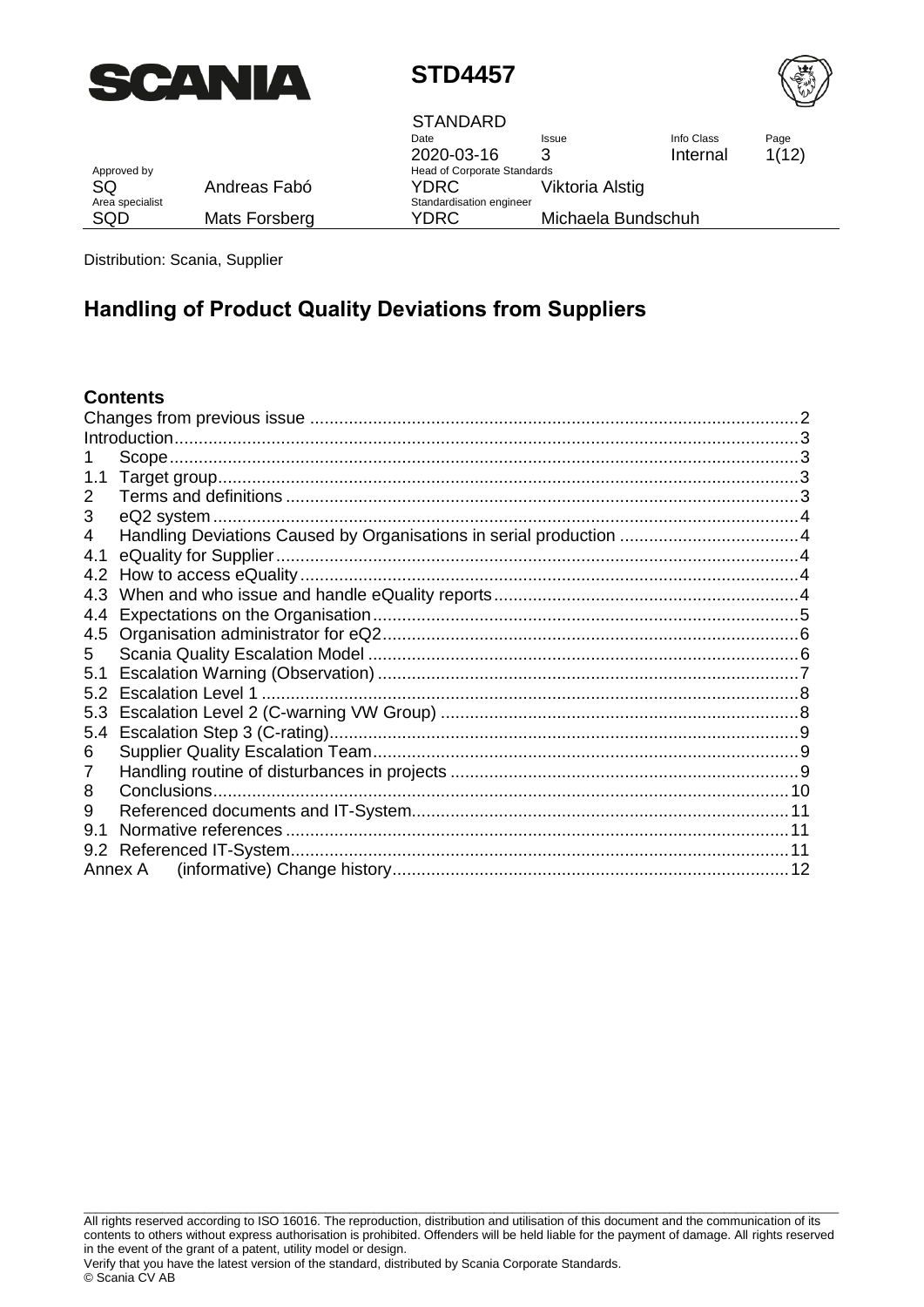**STD4457**

STANDARD

| Date | Issue | Info Class | Page |
|---|---|---|---|
| 2020-03-16 | 3 | Internal | 1(12) |

| Approved by | | Head of Corporate Standards | |
|---|---|---|---|
| SQ | Andreas Fabó | YDRC | Viktoria Alstig |
| **Area specialist** | | **Standardisation engineer** | |
| SQD | Mats Forsberg | YDRC | Michaela Bundschuh |

Distribution: Scania, Supplier

# Handling of Product Quality Deviations from Suppliers

## Contents

- Changes from previous issue .... 2
- Introduction .... 3
- 1 Scope .... 3
- 1.1 Target group .... 3
- 2 Terms and definitions .... 3
- 3 eQ2 system .... 4
- 4 Handling Deviations Caused by Organisations in serial production .... 4
- 4.1 eQuality for Supplier .... 4
- 4.2 How to access eQuality .... 4
- 4.3 When and who issue and handle eQuality reports .... 4
- 4.4 Expectations on the Organisation .... 5
- 4.5 Organisation administrator for eQ2 .... 6
- 5 Scania Quality Escalation Model .... 6
- 5.1 Escalation Warning (Observation) .... 7
- 5.2 Escalation Level 1 .... 8
- 5.3 Escalation Level 2 (C-warning VW Group) .... 8
- 5.4 Escalation Step 3 (C-rating) .... 9
- 6 Supplier Quality Escalation Team .... 9
- 7 Handling routine of disturbances in projects .... 9
- 8 Conclusions .... 10
- 9 Referenced documents and IT-System .... 11
- 9.1 Normative references .... 11
- 9.2 Referenced IT-System .... 11
- Annex A (informative) Change history .... 12

All rights reserved according to ISO 16016. The reproduction, distribution and utilisation of this document and the communication of its contents to others without express authorisation is prohibited. Offenders will be held liable for the payment of damage. All rights reserved in the event of the grant of a patent, utility model or design.
Verify that you have the latest version of the standard, distributed by Scania Corporate Standards.
© Scania CV AB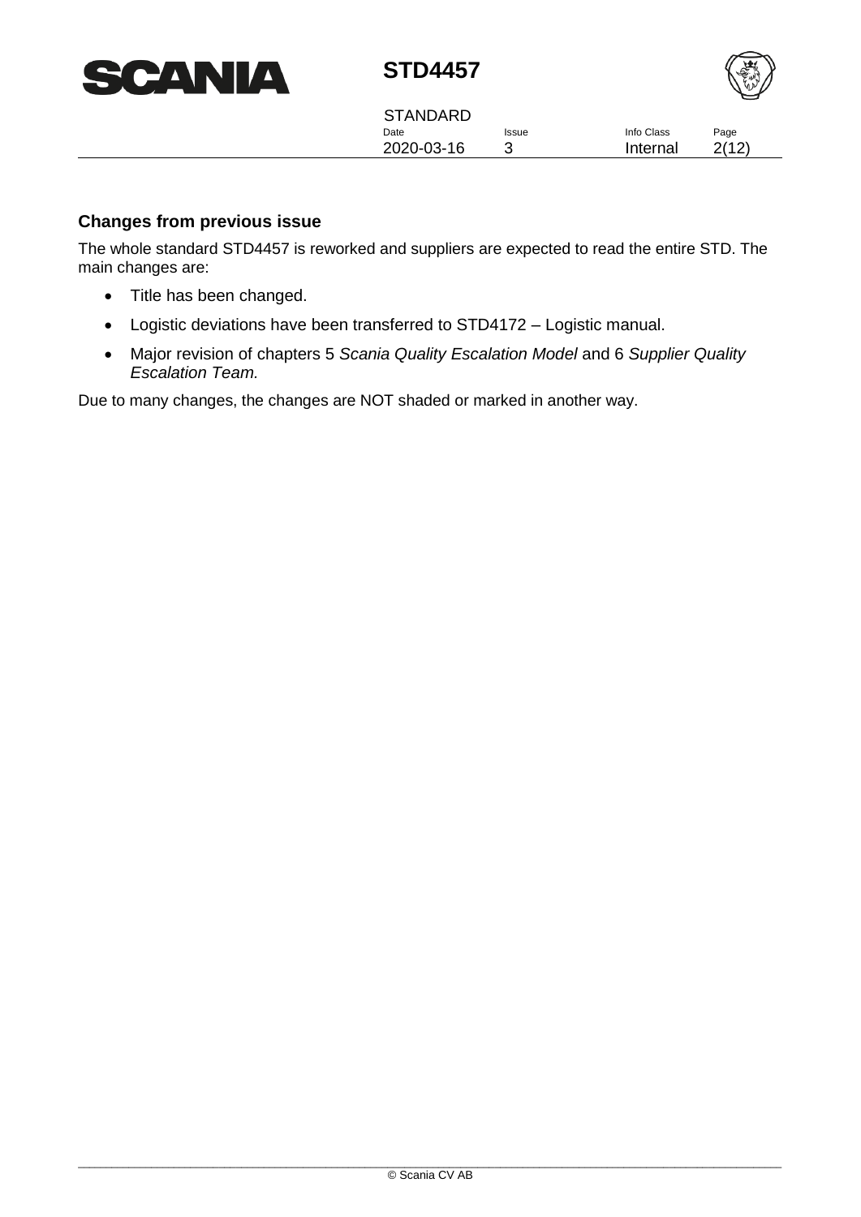### Changes from previous issue

The whole standard STD4457 is reworked and suppliers are expected to read the entire STD. The main changes are:

- Title has been changed.
- Logistic deviations have been transferred to STD4172 – Logistic manual.
- Major revision of chapters 5 *Scania Quality Escalation Model* and 6 *Supplier Quality Escalation Team.*

Due to many changes, the changes are NOT shaded or marked in another way.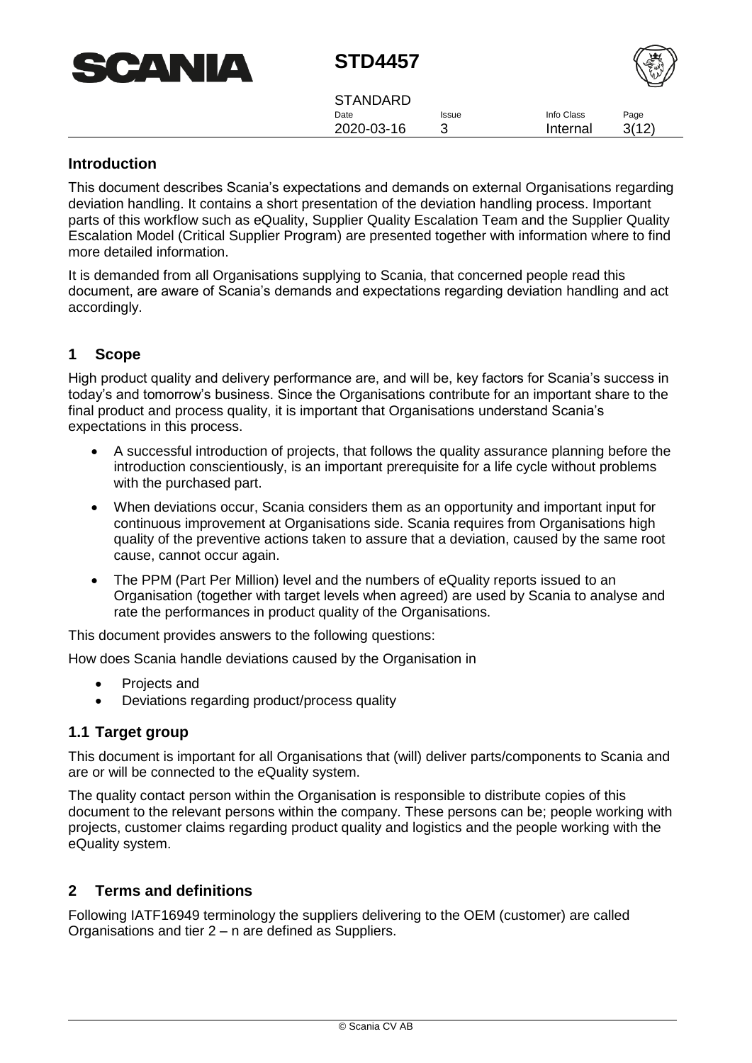## Introduction

This document describes Scania's expectations and demands on external Organisations regarding deviation handling. It contains a short presentation of the deviation handling process. Important parts of this workflow such as eQuality, Supplier Quality Escalation Team and the Supplier Quality Escalation Model (Critical Supplier Program) are presented together with information where to find more detailed information.

It is demanded from all Organisations supplying to Scania, that concerned people read this document, are aware of Scania's demands and expectations regarding deviation handling and act accordingly.

## 1 Scope

High product quality and delivery performance are, and will be, key factors for Scania's success in today's and tomorrow's business. Since the Organisations contribute for an important share to the final product and process quality, it is important that Organisations understand Scania's expectations in this process.

- A successful introduction of projects, that follows the quality assurance planning before the introduction conscientiously, is an important prerequisite for a life cycle without problems with the purchased part.
- When deviations occur, Scania considers them as an opportunity and important input for continuous improvement at Organisations side. Scania requires from Organisations high quality of the preventive actions taken to assure that a deviation, caused by the same root cause, cannot occur again.
- The PPM (Part Per Million) level and the numbers of eQuality reports issued to an Organisation (together with target levels when agreed) are used by Scania to analyse and rate the performances in product quality of the Organisations.

This document provides answers to the following questions:

How does Scania handle deviations caused by the Organisation in

- Projects and
- Deviations regarding product/process quality

### 1.1 Target group

This document is important for all Organisations that (will) deliver parts/components to Scania and are or will be connected to the eQuality system.

The quality contact person within the Organisation is responsible to distribute copies of this document to the relevant persons within the company. These persons can be; people working with projects, customer claims regarding product quality and logistics and the people working with the eQuality system.

## 2 Terms and definitions

Following IATF16949 terminology the suppliers delivering to the OEM (customer) are called Organisations and tier 2 – n are defined as Suppliers.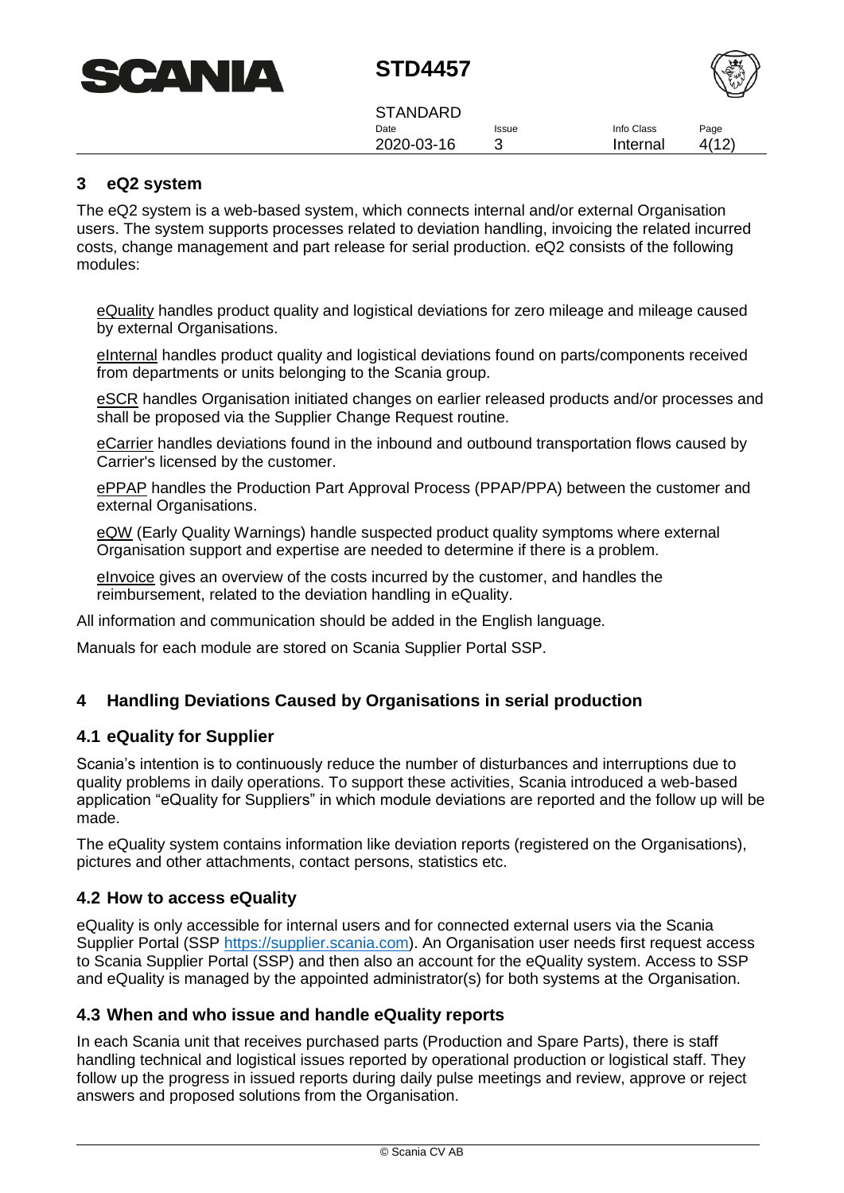## 3 eQ2 system

The eQ2 system is a web-based system, which connects internal and/or external Organisation users. The system supports processes related to deviation handling, invoicing the related incurred costs, change management and part release for serial production. eQ2 consists of the following modules:

eQuality handles product quality and logistical deviations for zero mileage and mileage caused by external Organisations.

eInternal handles product quality and logistical deviations found on parts/components received from departments or units belonging to the Scania group.

eSCR handles Organisation initiated changes on earlier released products and/or processes and shall be proposed via the Supplier Change Request routine.

eCarrier handles deviations found in the inbound and outbound transportation flows caused by Carrier's licensed by the customer.

ePPAP handles the Production Part Approval Process (PPAP/PPA) between the customer and external Organisations.

eQW (Early Quality Warnings) handle suspected product quality symptoms where external Organisation support and expertise are needed to determine if there is a problem.

eInvoice gives an overview of the costs incurred by the customer, and handles the reimbursement, related to the deviation handling in eQuality.

All information and communication should be added in the English language.

Manuals for each module are stored on Scania Supplier Portal SSP.

## 4 Handling Deviations Caused by Organisations in serial production

### 4.1 eQuality for Supplier

Scania's intention is to continuously reduce the number of disturbances and interruptions due to quality problems in daily operations. To support these activities, Scania introduced a web-based application "eQuality for Suppliers" in which module deviations are reported and the follow up will be made.

The eQuality system contains information like deviation reports (registered on the Organisations), pictures and other attachments, contact persons, statistics etc.

### 4.2 How to access eQuality

eQuality is only accessible for internal users and for connected external users via the Scania Supplier Portal (SSP https://supplier.scania.com). An Organisation user needs first request access to Scania Supplier Portal (SSP) and then also an account for the eQuality system. Access to SSP and eQuality is managed by the appointed administrator(s) for both systems at the Organisation.

### 4.3 When and who issue and handle eQuality reports

In each Scania unit that receives purchased parts (Production and Spare Parts), there is staff handling technical and logistical issues reported by operational production or logistical staff. They follow up the progress in issued reports during daily pulse meetings and review, approve or reject answers and proposed solutions from the Organisation.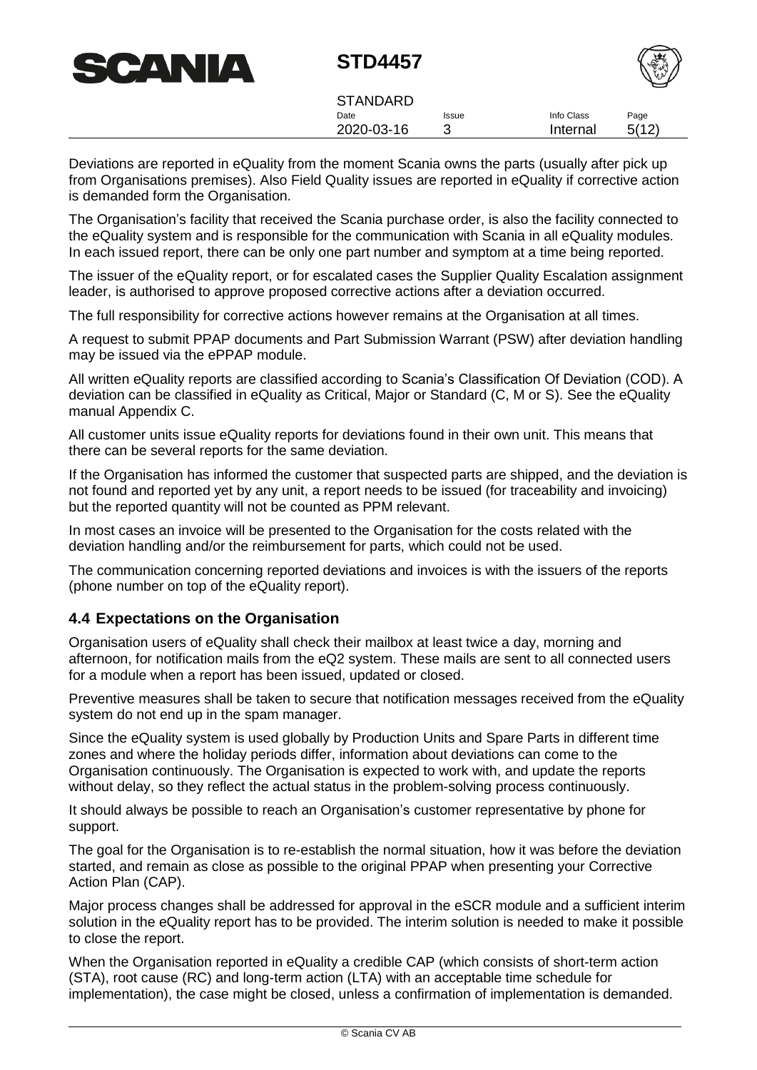Deviations are reported in eQuality from the moment Scania owns the parts (usually after pick up from Organisations premises). Also Field Quality issues are reported in eQuality if corrective action is demanded form the Organisation.

The Organisation's facility that received the Scania purchase order, is also the facility connected to the eQuality system and is responsible for the communication with Scania in all eQuality modules. In each issued report, there can be only one part number and symptom at a time being reported.

The issuer of the eQuality report, or for escalated cases the Supplier Quality Escalation assignment leader, is authorised to approve proposed corrective actions after a deviation occurred.

The full responsibility for corrective actions however remains at the Organisation at all times.

A request to submit PPAP documents and Part Submission Warrant (PSW) after deviation handling may be issued via the ePPAP module.

All written eQuality reports are classified according to Scania's Classification Of Deviation (COD). A deviation can be classified in eQuality as Critical, Major or Standard (C, M or S). See the eQuality manual Appendix C.

All customer units issue eQuality reports for deviations found in their own unit. This means that there can be several reports for the same deviation.

If the Organisation has informed the customer that suspected parts are shipped, and the deviation is not found and reported yet by any unit, a report needs to be issued (for traceability and invoicing) but the reported quantity will not be counted as PPM relevant.

In most cases an invoice will be presented to the Organisation for the costs related with the deviation handling and/or the reimbursement for parts, which could not be used.

The communication concerning reported deviations and invoices is with the issuers of the reports (phone number on top of the eQuality report).

## 4.4 Expectations on the Organisation

Organisation users of eQuality shall check their mailbox at least twice a day, morning and afternoon, for notification mails from the eQ2 system. These mails are sent to all connected users for a module when a report has been issued, updated or closed.

Preventive measures shall be taken to secure that notification messages received from the eQuality system do not end up in the spam manager.

Since the eQuality system is used globally by Production Units and Spare Parts in different time zones and where the holiday periods differ, information about deviations can come to the Organisation continuously. The Organisation is expected to work with, and update the reports without delay, so they reflect the actual status in the problem-solving process continuously.

It should always be possible to reach an Organisation's customer representative by phone for support.

The goal for the Organisation is to re-establish the normal situation, how it was before the deviation started, and remain as close as possible to the original PPAP when presenting your Corrective Action Plan (CAP).

Major process changes shall be addressed for approval in the eSCR module and a sufficient interim solution in the eQuality report has to be provided. The interim solution is needed to make it possible to close the report.

When the Organisation reported in eQuality a credible CAP (which consists of short-term action (STA), root cause (RC) and long-term action (LTA) with an acceptable time schedule for implementation), the case might be closed, unless a confirmation of implementation is demanded.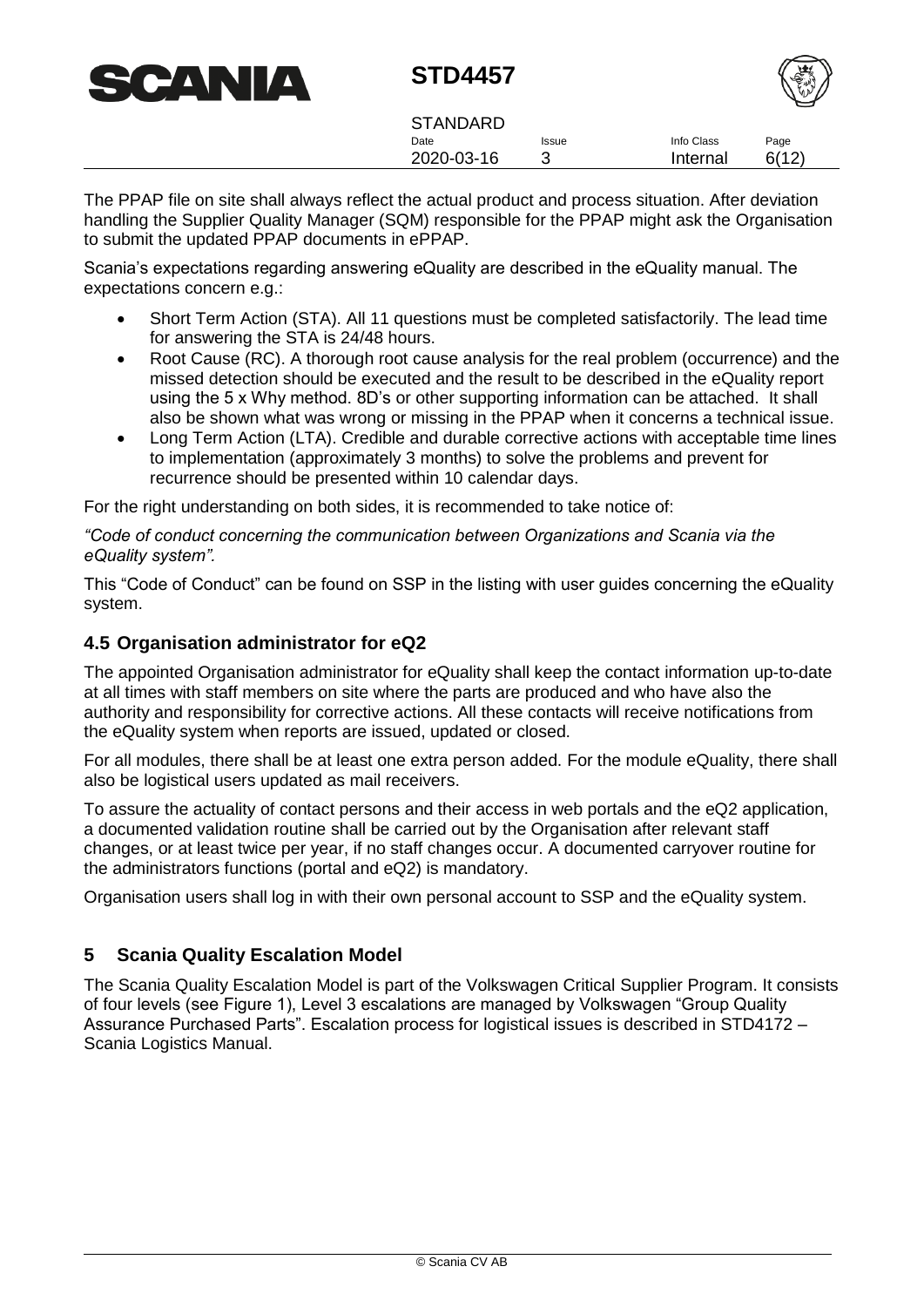The PPAP file on site shall always reflect the actual product and process situation. After deviation handling the Supplier Quality Manager (SQM) responsible for the PPAP might ask the Organisation to submit the updated PPAP documents in ePPAP.

Scania's expectations regarding answering eQuality are described in the eQuality manual. The expectations concern e.g.:

- Short Term Action (STA). All 11 questions must be completed satisfactorily. The lead time for answering the STA is 24/48 hours.
- Root Cause (RC). A thorough root cause analysis for the real problem (occurrence) and the missed detection should be executed and the result to be described in the eQuality report using the 5 x Why method. 8D's or other supporting information can be attached. It shall also be shown what was wrong or missing in the PPAP when it concerns a technical issue.
- Long Term Action (LTA). Credible and durable corrective actions with acceptable time lines to implementation (approximately 3 months) to solve the problems and prevent for recurrence should be presented within 10 calendar days.

For the right understanding on both sides, it is recommended to take notice of:

*"Code of conduct concerning the communication between Organizations and Scania via the eQuality system".*

This "Code of Conduct" can be found on SSP in the listing with user guides concerning the eQuality system.

### 4.5 Organisation administrator for eQ2

The appointed Organisation administrator for eQuality shall keep the contact information up-to-date at all times with staff members on site where the parts are produced and who have also the authority and responsibility for corrective actions. All these contacts will receive notifications from the eQuality system when reports are issued, updated or closed.

For all modules, there shall be at least one extra person added. For the module eQuality, there shall also be logistical users updated as mail receivers.

To assure the actuality of contact persons and their access in web portals and the eQ2 application, a documented validation routine shall be carried out by the Organisation after relevant staff changes, or at least twice per year, if no staff changes occur. A documented carryover routine for the administrators functions (portal and eQ2) is mandatory.

Organisation users shall log in with their own personal account to SSP and the eQuality system.

## 5 Scania Quality Escalation Model

The Scania Quality Escalation Model is part of the Volkswagen Critical Supplier Program. It consists of four levels (see Figure 1), Level 3 escalations are managed by Volkswagen "Group Quality Assurance Purchased Parts". Escalation process for logistical issues is described in STD4172 – Scania Logistics Manual.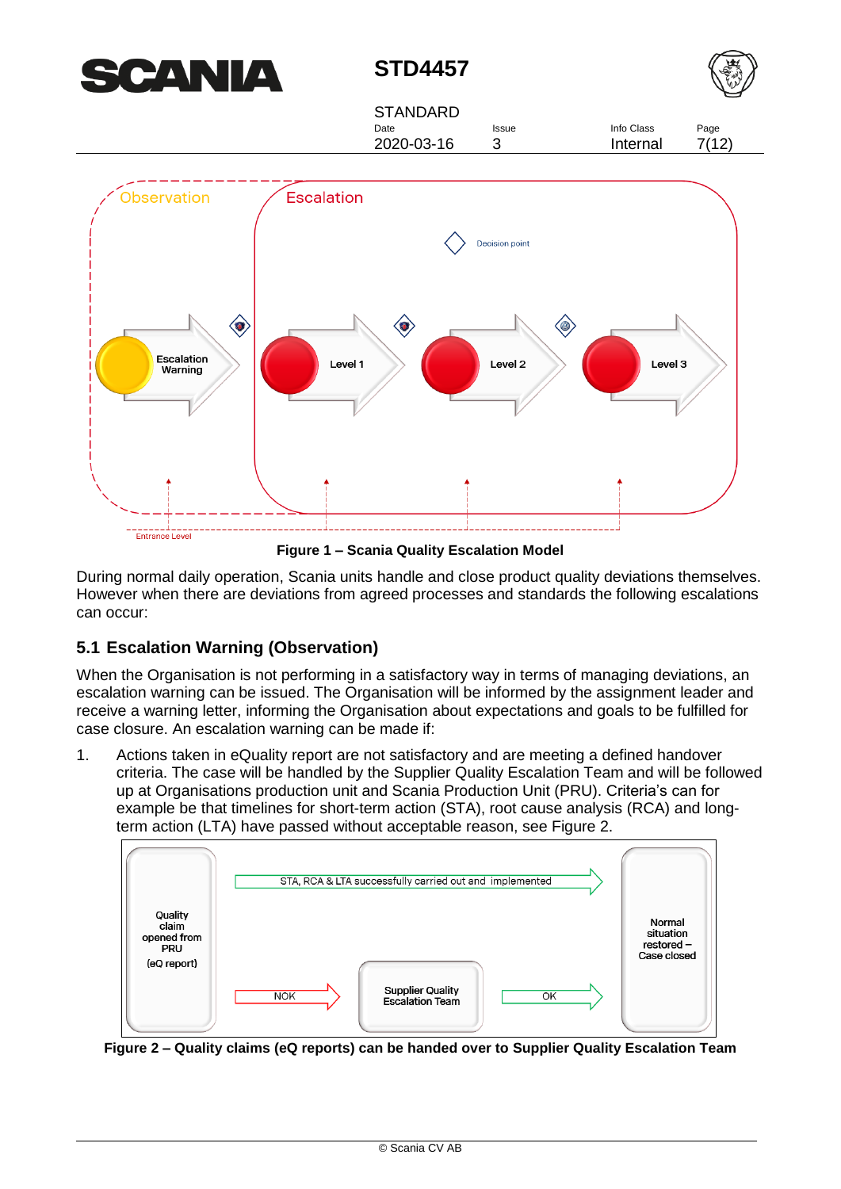Figure 1 – Scania Quality Escalation Model

During normal daily operation, Scania units handle and close product quality deviations themselves. However when there are deviations from agreed processes and standards the following escalations can occur:

## 5.1 Escalation Warning (Observation)

When the Organisation is not performing in a satisfactory way in terms of managing deviations, an escalation warning can be issued. The Organisation will be informed by the assignment leader and receive a warning letter, informing the Organisation about expectations and goals to be fulfilled for case closure. An escalation warning can be made if:

1. Actions taken in eQuality report are not satisfactory and are meeting a defined handover criteria. The case will be handled by the Supplier Quality Escalation Team and will be followed up at Organisations production unit and Scania Production Unit (PRU). Criteria's can for example be that timelines for short-term action (STA), root cause analysis (RCA) and long-term action (LTA) have passed without acceptable reason, see Figure 2.

Figure 2 – Quality claims (eQ reports) can be handed over to Supplier Quality Escalation Team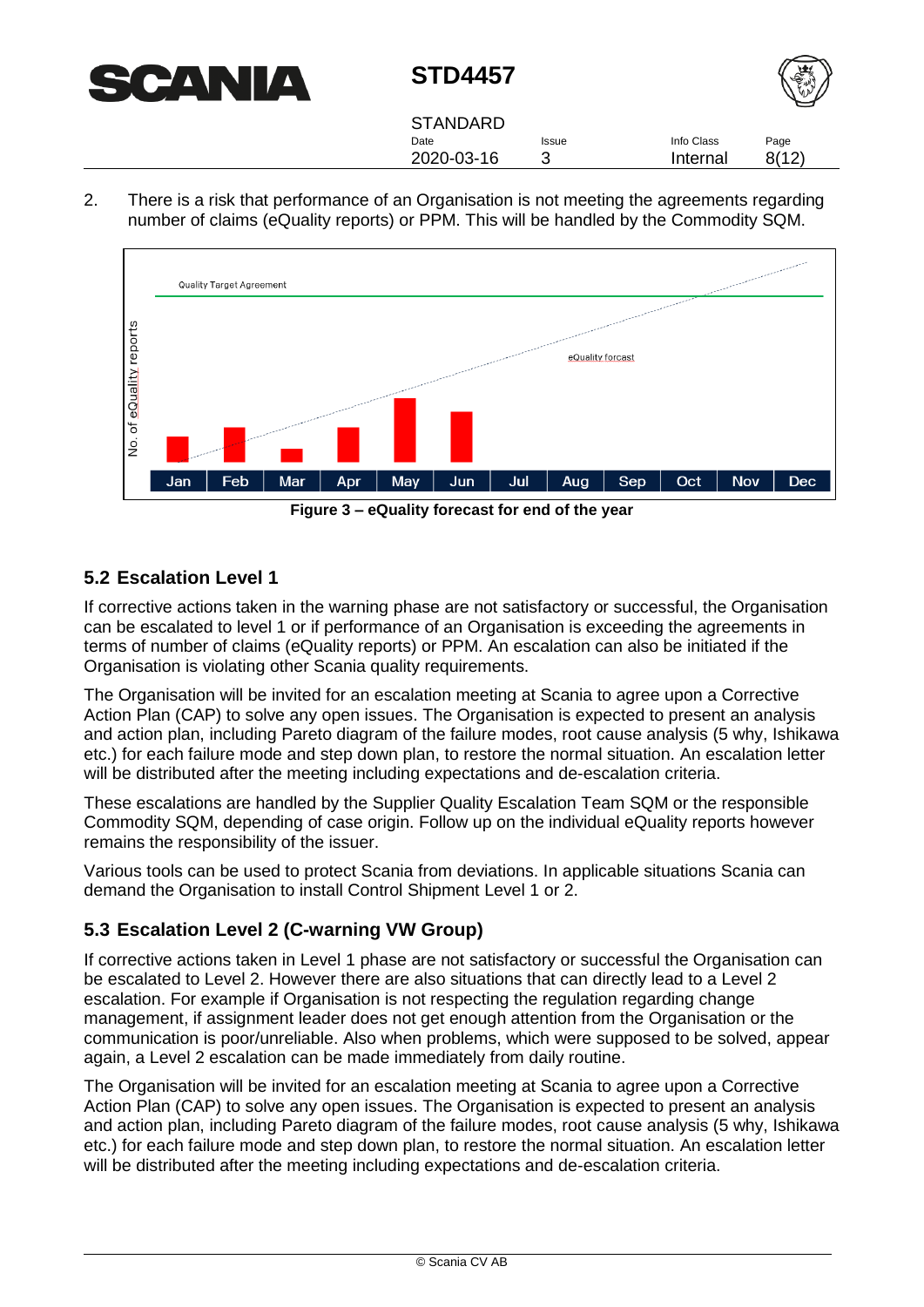2. There is a risk that performance of an Organisation is not meeting the agreements regarding number of claims (eQuality reports) or PPM. This will be handled by the Commodity SQM.

**Figure 3 – eQuality forecast for end of the year**

## 5.2 Escalation Level 1

If corrective actions taken in the warning phase are not satisfactory or successful, the Organisation can be escalated to level 1 or if performance of an Organisation is exceeding the agreements in terms of number of claims (eQuality reports) or PPM. An escalation can also be initiated if the Organisation is violating other Scania quality requirements.

The Organisation will be invited for an escalation meeting at Scania to agree upon a Corrective Action Plan (CAP) to solve any open issues. The Organisation is expected to present an analysis and action plan, including Pareto diagram of the failure modes, root cause analysis (5 why, Ishikawa etc.) for each failure mode and step down plan, to restore the normal situation. An escalation letter will be distributed after the meeting including expectations and de-escalation criteria.

These escalations are handled by the Supplier Quality Escalation Team SQM or the responsible Commodity SQM, depending of case origin. Follow up on the individual eQuality reports however remains the responsibility of the issuer.

Various tools can be used to protect Scania from deviations. In applicable situations Scania can demand the Organisation to install Control Shipment Level 1 or 2.

## 5.3 Escalation Level 2 (C-warning VW Group)

If corrective actions taken in Level 1 phase are not satisfactory or successful the Organisation can be escalated to Level 2. However there are also situations that can directly lead to a Level 2 escalation. For example if Organisation is not respecting the regulation regarding change management, if assignment leader does not get enough attention from the Organisation or the communication is poor/unreliable. Also when problems, which were supposed to be solved, appear again, a Level 2 escalation can be made immediately from daily routine.

The Organisation will be invited for an escalation meeting at Scania to agree upon a Corrective Action Plan (CAP) to solve any open issues. The Organisation is expected to present an analysis and action plan, including Pareto diagram of the failure modes, root cause analysis (5 why, Ishikawa etc.) for each failure mode and step down plan, to restore the normal situation. An escalation letter will be distributed after the meeting including expectations and de-escalation criteria.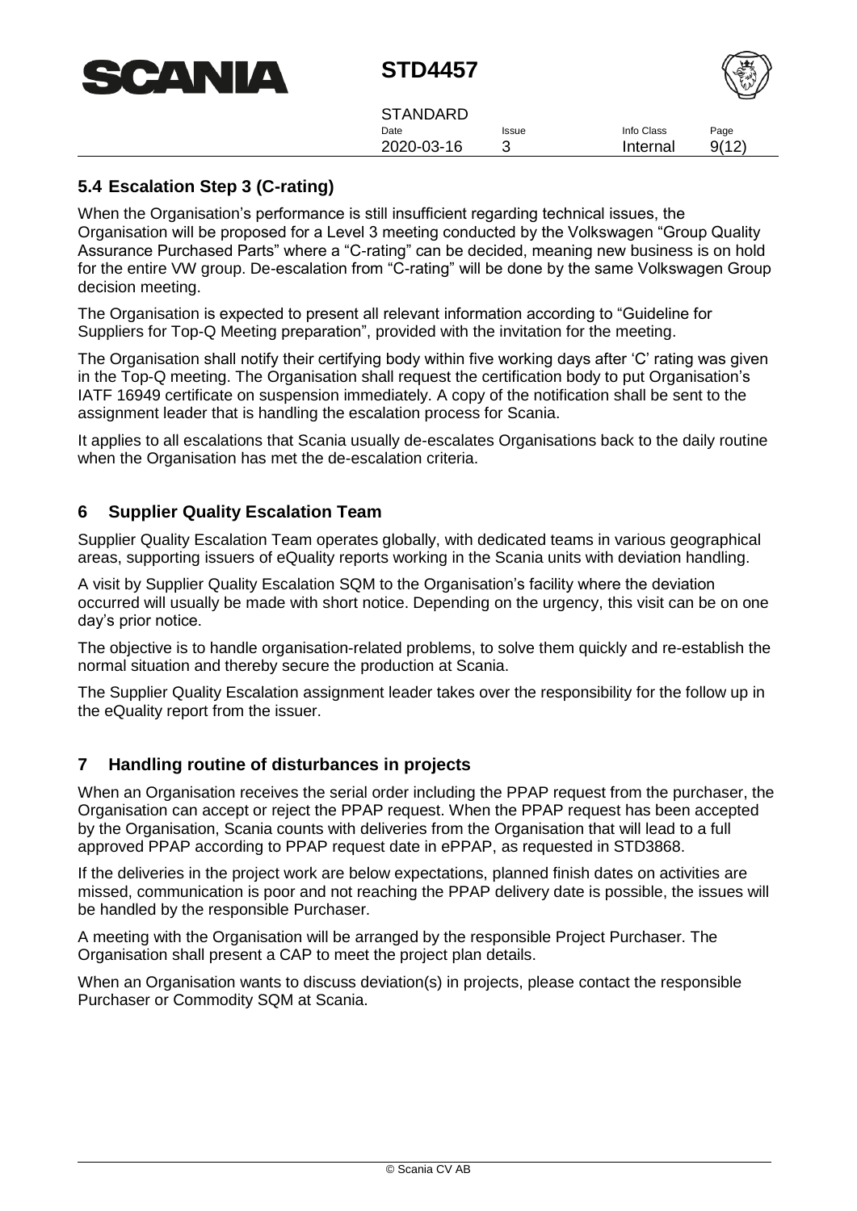## 5.4 Escalation Step 3 (C-rating)

When the Organisation's performance is still insufficient regarding technical issues, the Organisation will be proposed for a Level 3 meeting conducted by the Volkswagen "Group Quality Assurance Purchased Parts" where a "C-rating" can be decided, meaning new business is on hold for the entire VW group. De-escalation from "C-rating" will be done by the same Volkswagen Group decision meeting.

The Organisation is expected to present all relevant information according to "Guideline for Suppliers for Top-Q Meeting preparation", provided with the invitation for the meeting.

The Organisation shall notify their certifying body within five working days after 'C' rating was given in the Top-Q meeting. The Organisation shall request the certification body to put Organisation's IATF 16949 certificate on suspension immediately. A copy of the notification shall be sent to the assignment leader that is handling the escalation process for Scania.

It applies to all escalations that Scania usually de-escalates Organisations back to the daily routine when the Organisation has met the de-escalation criteria.

# 6 Supplier Quality Escalation Team

Supplier Quality Escalation Team operates globally, with dedicated teams in various geographical areas, supporting issuers of eQuality reports working in the Scania units with deviation handling.

A visit by Supplier Quality Escalation SQM to the Organisation's facility where the deviation occurred will usually be made with short notice. Depending on the urgency, this visit can be on one day's prior notice.

The objective is to handle organisation-related problems, to solve them quickly and re-establish the normal situation and thereby secure the production at Scania.

The Supplier Quality Escalation assignment leader takes over the responsibility for the follow up in the eQuality report from the issuer.

# 7 Handling routine of disturbances in projects

When an Organisation receives the serial order including the PPAP request from the purchaser, the Organisation can accept or reject the PPAP request. When the PPAP request has been accepted by the Organisation, Scania counts with deliveries from the Organisation that will lead to a full approved PPAP according to PPAP request date in ePPAP, as requested in STD3868.

If the deliveries in the project work are below expectations, planned finish dates on activities are missed, communication is poor and not reaching the PPAP delivery date is possible, the issues will be handled by the responsible Purchaser.

A meeting with the Organisation will be arranged by the responsible Project Purchaser. The Organisation shall present a CAP to meet the project plan details.

When an Organisation wants to discuss deviation(s) in projects, please contact the responsible Purchaser or Commodity SQM at Scania.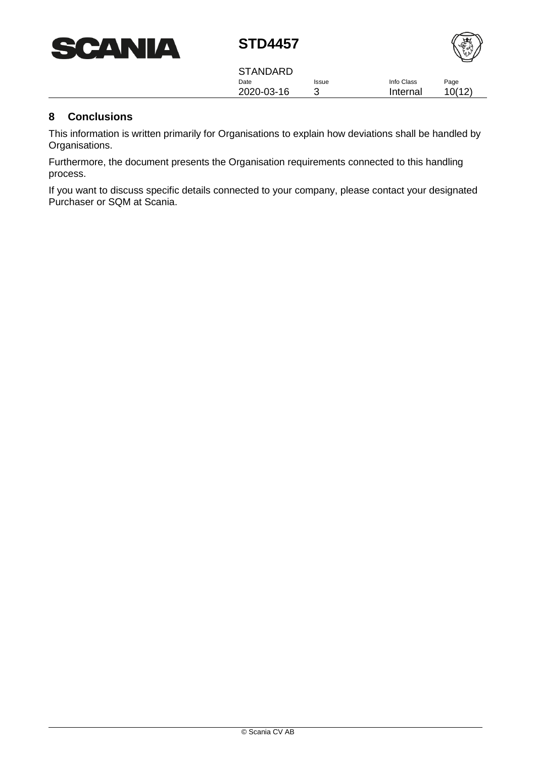## 8 Conclusions

This information is written primarily for Organisations to explain how deviations shall be handled by Organisations.

Furthermore, the document presents the Organisation requirements connected to this handling process.

If you want to discuss specific details connected to your company, please contact your designated Purchaser or SQM at Scania.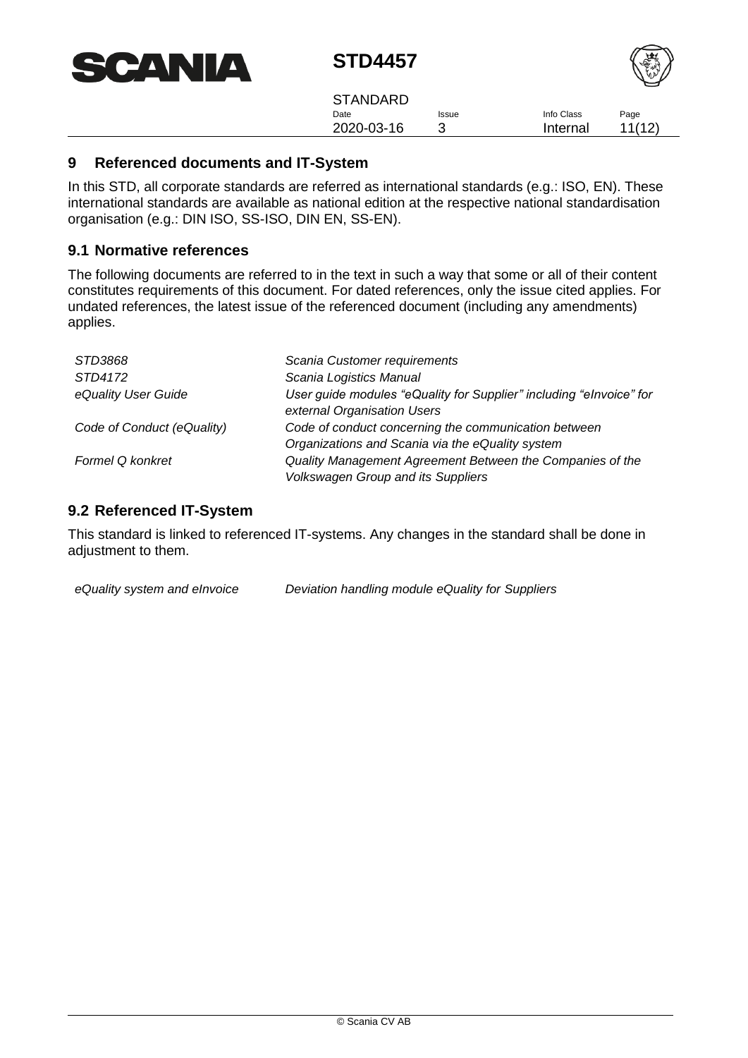## 9 Referenced documents and IT-System

In this STD, all corporate standards are referred as international standards (e.g.: ISO, EN). These international standards are available as national edition at the respective national standardisation organisation (e.g.: DIN ISO, SS-ISO, DIN EN, SS-EN).

### 9.1 Normative references

The following documents are referred to in the text in such a way that some or all of their content constitutes requirements of this document. For dated references, only the issue cited applies. For undated references, the latest issue of the referenced document (including any amendments) applies.

| | |
|---|---|
| *STD3868* | *Scania Customer requirements* |
| *STD4172* | *Scania Logistics Manual* |
| *eQuality User Guide* | *User guide modules "eQuality for Supplier" including "eInvoice" for external Organisation Users* |
| *Code of Conduct (eQuality)* | *Code of conduct concerning the communication between Organizations and Scania via the eQuality system* |
| *Formel Q konkret* | *Quality Management Agreement Between the Companies of the Volkswagen Group and its Suppliers* |

### 9.2 Referenced IT-System

This standard is linked to referenced IT-systems. Any changes in the standard shall be done in adjustment to them.

| | |
|---|---|
| *eQuality system and eInvoice* | *Deviation handling module eQuality for Suppliers* |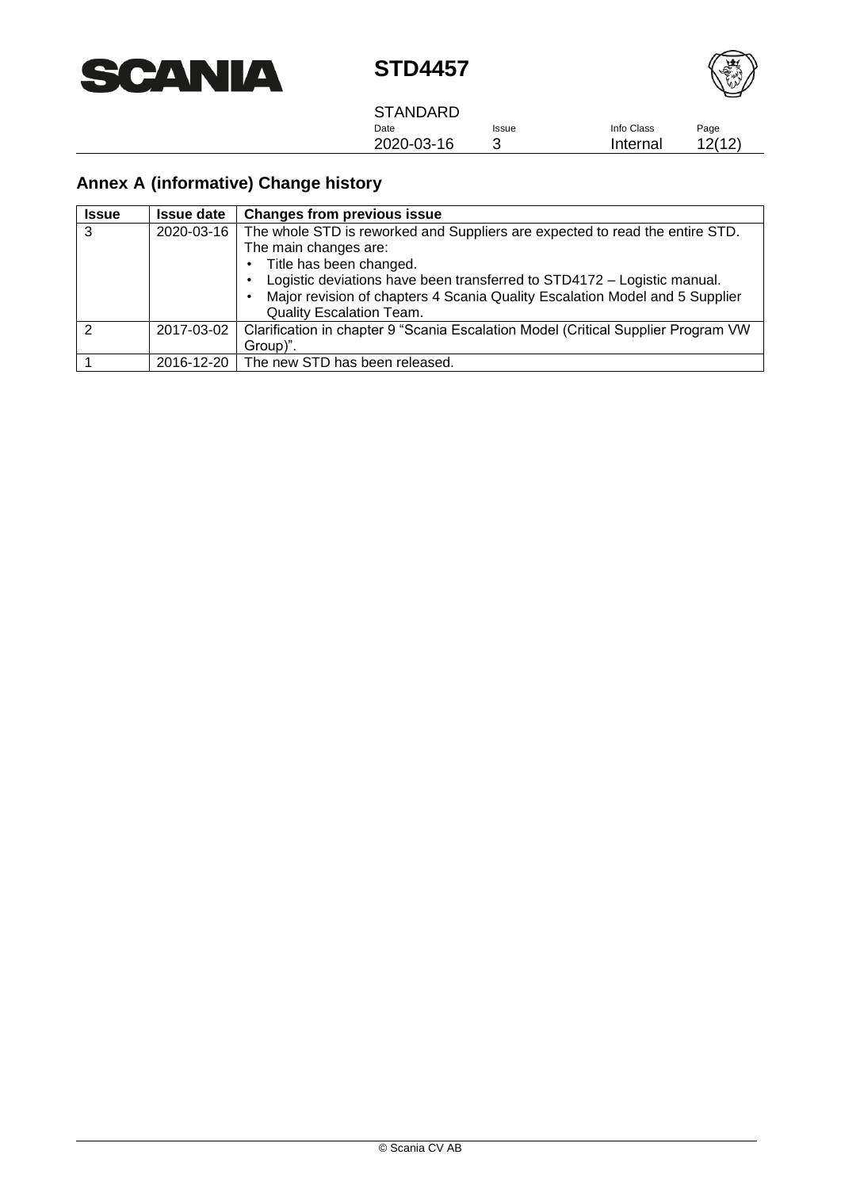## Annex A (informative) Change history

| Issue | Issue date | Changes from previous issue |
|---|---|---|
| 3 | 2020-03-16 | The whole STD is reworked and Suppliers are expected to read the entire STD.<br>The main changes are:<br>• Title has been changed.<br>• Logistic deviations have been transferred to STD4172 – Logistic manual.<br>• Major revision of chapters 4 Scania Quality Escalation Model and 5 Supplier Quality Escalation Team. |
| 2 | 2017-03-02 | Clarification in chapter 9 "Scania Escalation Model (Critical Supplier Program VW Group)". |
| 1 | 2016-12-20 | The new STD has been released. |